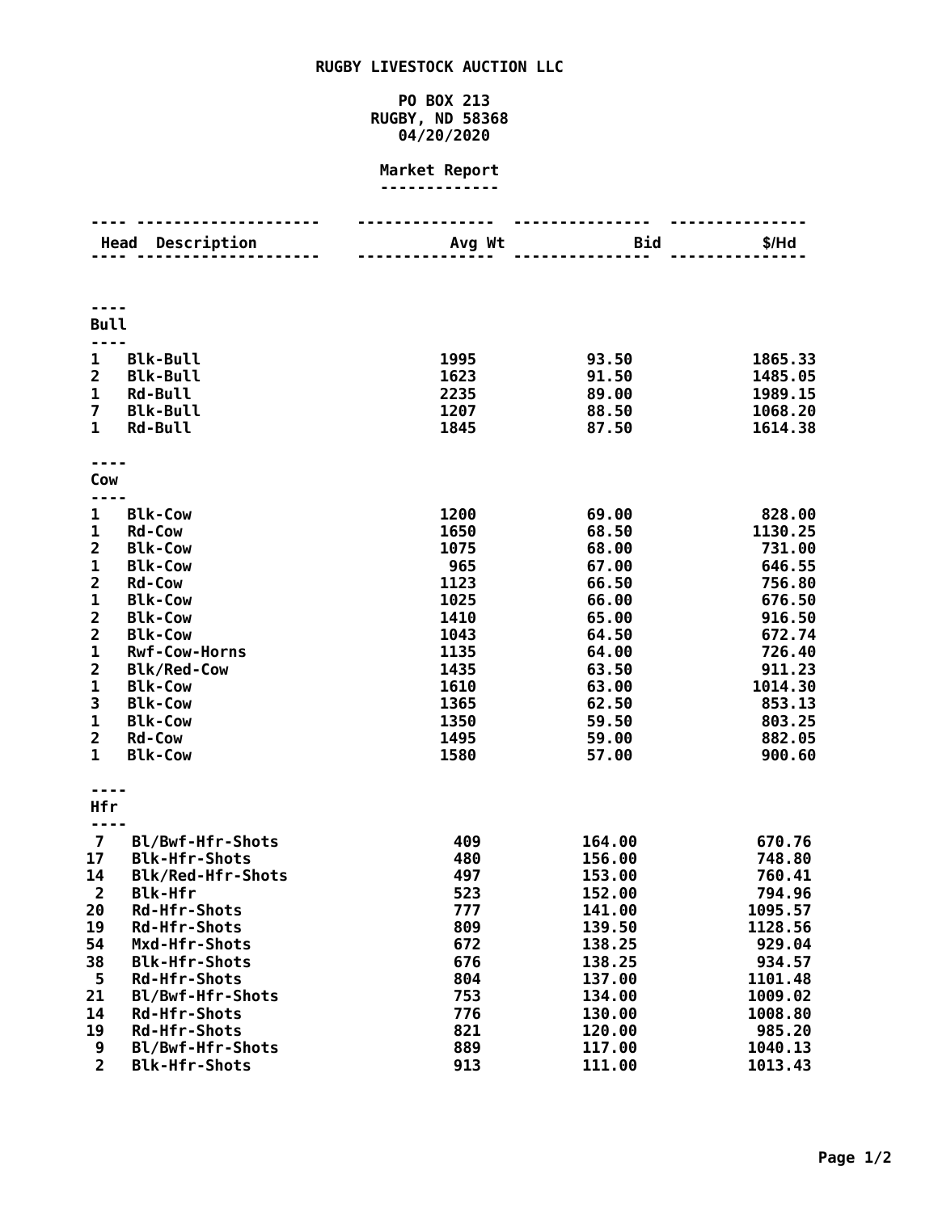# RUGBY LIVESTOCK AUCTION LLC

PO BOX 213
RUGBY, ND 58368
04/20/2020

## Market Report

| Head | Description | Avg Wt | Bid | $/Hd |
|---|---|---|---|---|
| **Bull** | | | | |
| 1 | Blk-Bull | 1995 | 93.50 | 1865.33 |
| 2 | Blk-Bull | 1623 | 91.50 | 1485.05 |
| 1 | Rd-Bull | 2235 | 89.00 | 1989.15 |
| 7 | Blk-Bull | 1207 | 88.50 | 1068.20 |
| 1 | Rd-Bull | 1845 | 87.50 | 1614.38 |
| **Cow** | | | | |
| 1 | Blk-Cow | 1200 | 69.00 | 828.00 |
| 1 | Rd-Cow | 1650 | 68.50 | 1130.25 |
| 2 | Blk-Cow | 1075 | 68.00 | 731.00 |
| 1 | Blk-Cow | 965 | 67.00 | 646.55 |
| 2 | Rd-Cow | 1123 | 66.50 | 756.80 |
| 1 | Blk-Cow | 1025 | 66.00 | 676.50 |
| 2 | Blk-Cow | 1410 | 65.00 | 916.50 |
| 2 | Blk-Cow | 1043 | 64.50 | 672.74 |
| 1 | Rwf-Cow-Horns | 1135 | 64.00 | 726.40 |
| 2 | Blk/Red-Cow | 1435 | 63.50 | 911.23 |
| 1 | Blk-Cow | 1610 | 63.00 | 1014.30 |
| 3 | Blk-Cow | 1365 | 62.50 | 853.13 |
| 1 | Blk-Cow | 1350 | 59.50 | 803.25 |
| 2 | Rd-Cow | 1495 | 59.00 | 882.05 |
| 1 | Blk-Cow | 1580 | 57.00 | 900.60 |
| **Hfr** | | | | |
| 7 | Bl/Bwf-Hfr-Shots | 409 | 164.00 | 670.76 |
| 17 | Blk-Hfr-Shots | 480 | 156.00 | 748.80 |
| 14 | Blk/Red-Hfr-Shots | 497 | 153.00 | 760.41 |
| 2 | Blk-Hfr | 523 | 152.00 | 794.96 |
| 20 | Rd-Hfr-Shots | 777 | 141.00 | 1095.57 |
| 19 | Rd-Hfr-Shots | 809 | 139.50 | 1128.56 |
| 54 | Mxd-Hfr-Shots | 672 | 138.25 | 929.04 |
| 38 | Blk-Hfr-Shots | 676 | 138.25 | 934.57 |
| 5 | Rd-Hfr-Shots | 804 | 137.00 | 1101.48 |
| 21 | Bl/Bwf-Hfr-Shots | 753 | 134.00 | 1009.02 |
| 14 | Rd-Hfr-Shots | 776 | 130.00 | 1008.80 |
| 19 | Rd-Hfr-Shots | 821 | 120.00 | 985.20 |
| 9 | Bl/Bwf-Hfr-Shots | 889 | 117.00 | 1040.13 |
| 2 | Blk-Hfr-Shots | 913 | 111.00 | 1013.43 |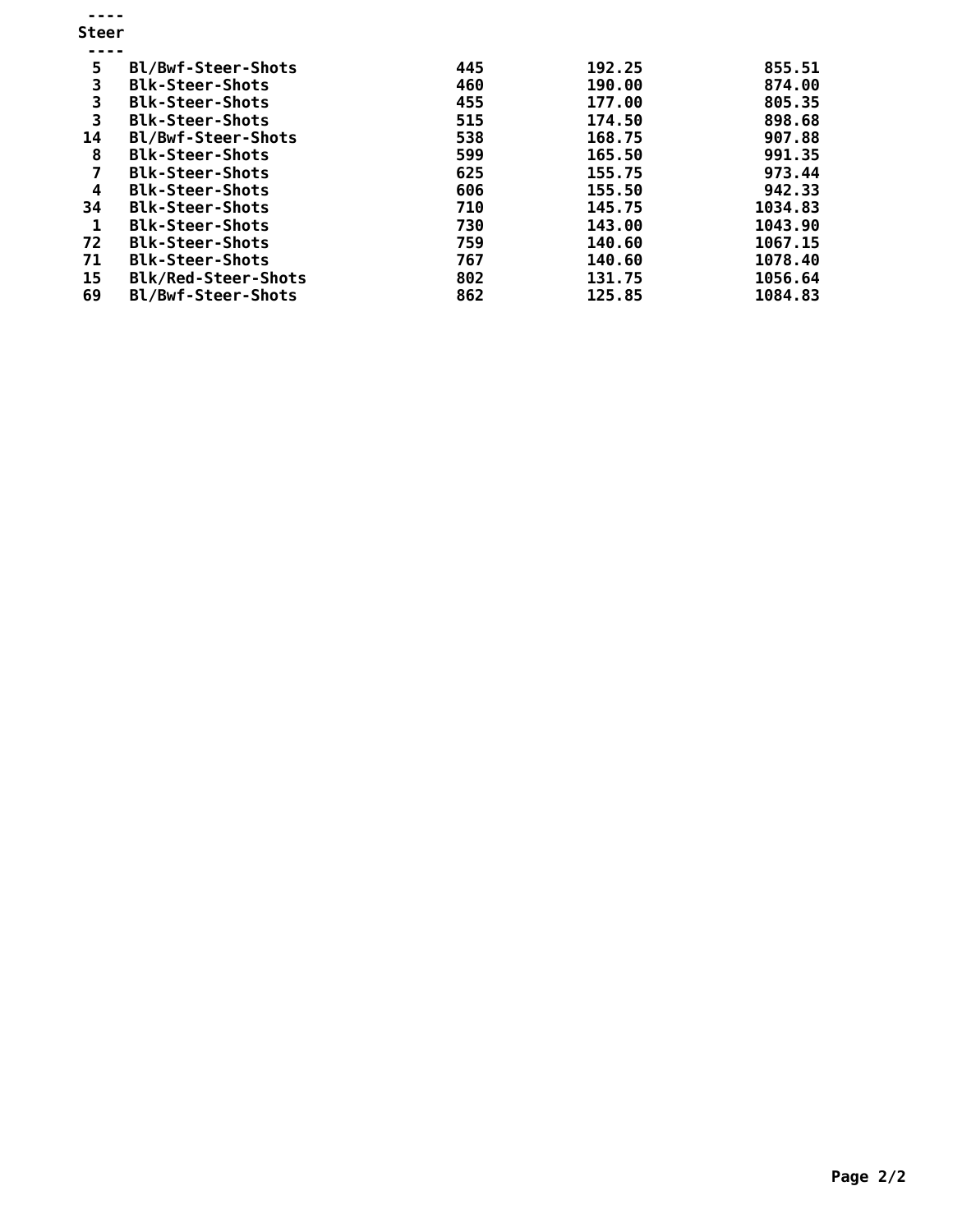----
Steer
----

| | | | | |
|---|---|---|---|---|
| 5 | Bl/Bwf-Steer-Shots | 445 | 192.25 | 855.51 |
| 3 | Blk-Steer-Shots | 460 | 190.00 | 874.00 |
| 3 | Blk-Steer-Shots | 455 | 177.00 | 805.35 |
| 3 | Blk-Steer-Shots | 515 | 174.50 | 898.68 |
| 14 | Bl/Bwf-Steer-Shots | 538 | 168.75 | 907.88 |
| 8 | Blk-Steer-Shots | 599 | 165.50 | 991.35 |
| 7 | Blk-Steer-Shots | 625 | 155.75 | 973.44 |
| 4 | Blk-Steer-Shots | 606 | 155.50 | 942.33 |
| 34 | Blk-Steer-Shots | 710 | 145.75 | 1034.83 |
| 1 | Blk-Steer-Shots | 730 | 143.00 | 1043.90 |
| 72 | Blk-Steer-Shots | 759 | 140.60 | 1067.15 |
| 71 | Blk-Steer-Shots | 767 | 140.60 | 1078.40 |
| 15 | Blk/Red-Steer-Shots | 802 | 131.75 | 1056.64 |
| 69 | Bl/Bwf-Steer-Shots | 862 | 125.85 | 1084.83 |